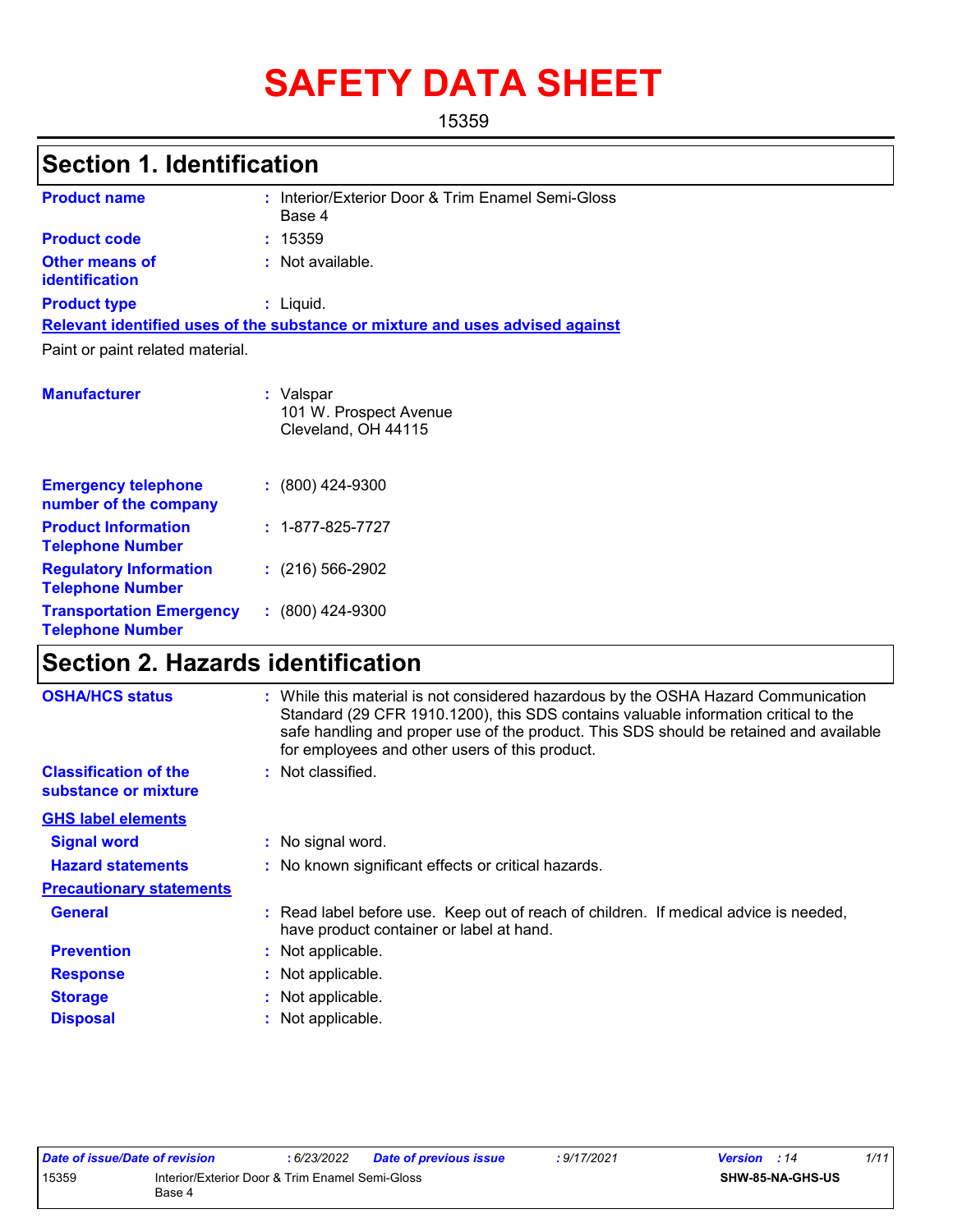# SAFETY DATA SHEET

15359

## Section 1. Identification

| | | |
|---|---|---|
| **Product name** | : | Interior/Exterior Door & Trim Enamel Semi-Gloss Base 4 |
| **Product code** | : | 15359 |
| **Other means of identification** | : | Not available. |
| **Product type** | : | Liquid. |

**Relevant identified uses of the substance or mixture and uses advised against**

Paint or paint related material.

| | | |
|---|---|---|
| **Manufacturer** | : | Valspar<br>101 W. Prospect Avenue<br>Cleveland, OH 44115 |
| **Emergency telephone number of the company** | : | (800) 424-9300 |
| **Product Information Telephone Number** | : | 1-877-825-7727 |
| **Regulatory Information Telephone Number** | : | (216) 566-2902 |
| **Transportation Emergency Telephone Number** | : | (800) 424-9300 |

## Section 2. Hazards identification

| | | |
|---|---|---|
| **OSHA/HCS status** | : | While this material is not considered hazardous by the OSHA Hazard Communication Standard (29 CFR 1910.1200), this SDS contains valuable information critical to the safe handling and proper use of the product. This SDS should be retained and available for employees and other users of this product. |
| **Classification of the substance or mixture** | : | Not classified. |

**GHS label elements**

| | | |
|---|---|---|
| **Signal word** | : | No signal word. |
| **Hazard statements** | : | No known significant effects or critical hazards. |

**Precautionary statements**

| | | |
|---|---|---|
| **General** | : | Read label before use. Keep out of reach of children. If medical advice is needed, have product container or label at hand. |
| **Prevention** | : | Not applicable. |
| **Response** | : | Not applicable. |
| **Storage** | : | Not applicable. |
| **Disposal** | : | Not applicable. |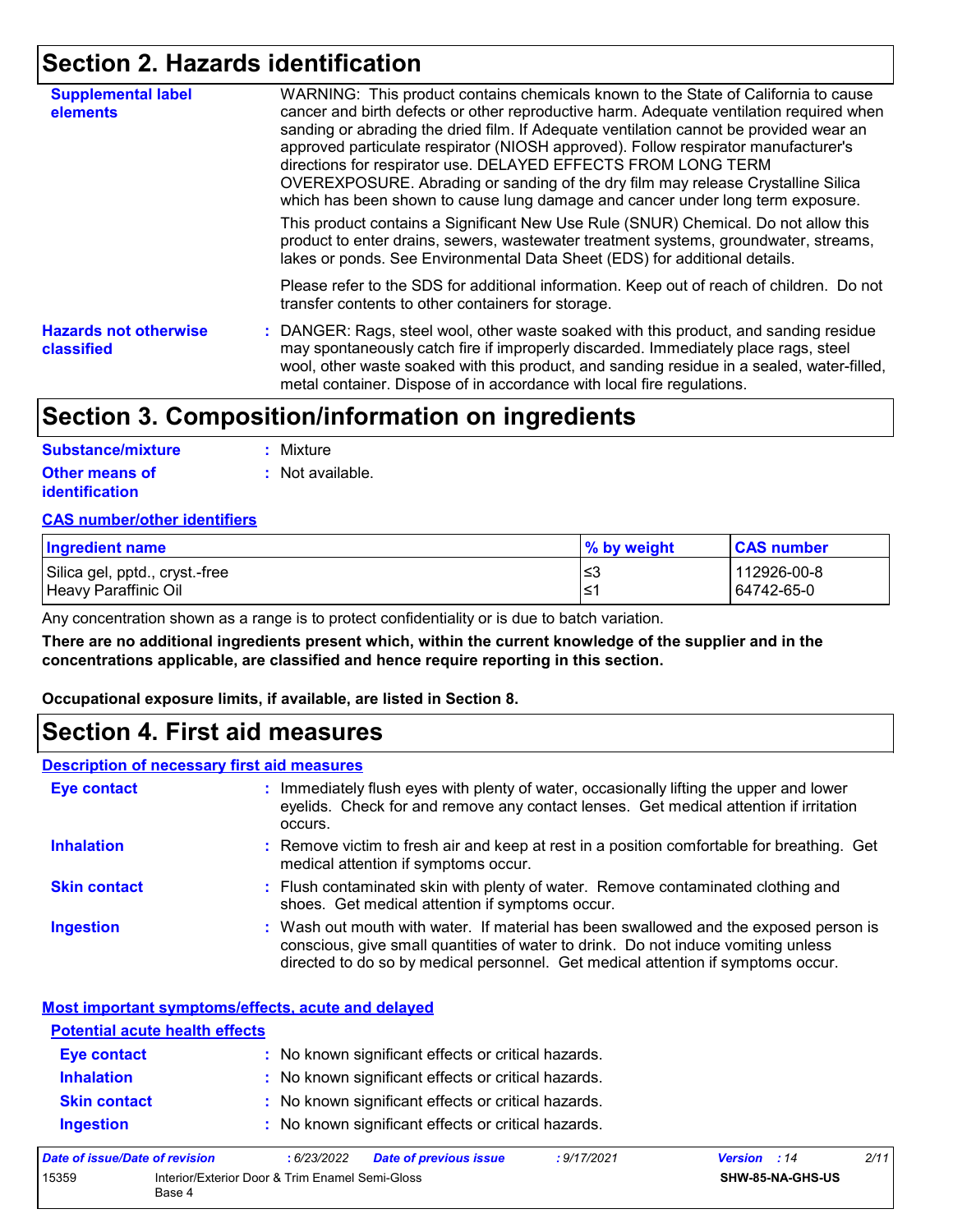## Section 2. Hazards identification

**Supplemental label elements**

WARNING: This product contains chemicals known to the State of California to cause cancer and birth defects or other reproductive harm. Adequate ventilation required when sanding or abrading the dried film. If Adequate ventilation cannot be provided wear an approved particulate respirator (NIOSH approved). Follow respirator manufacturer's directions for respirator use. DELAYED EFFECTS FROM LONG TERM OVEREXPOSURE. Abrading or sanding of the dry film may release Crystalline Silica which has been shown to cause lung damage and cancer under long term exposure.

This product contains a Significant New Use Rule (SNUR) Chemical. Do not allow this product to enter drains, sewers, wastewater treatment systems, groundwater, streams, lakes or ponds. See Environmental Data Sheet (EDS) for additional details.

Please refer to the SDS for additional information. Keep out of reach of children. Do not transfer contents to other containers for storage.

**Hazards not otherwise classified** : DANGER: Rags, steel wool, other waste soaked with this product, and sanding residue may spontaneously catch fire if improperly discarded. Immediately place rags, steel wool, other waste soaked with this product, and sanding residue in a sealed, water-filled, metal container. Dispose of in accordance with local fire regulations.

## Section 3. Composition/information on ingredients

**Substance/mixture** : Mixture

**Other means of identification** : Not available.

**CAS number/other identifiers**

| Ingredient name | % by weight | CAS number |
|---|---|---|
| Silica gel, pptd., cryst.-free | ≤3 | 112926-00-8 |
| Heavy Paraffinic Oil | ≤1 | 64742-65-0 |

Any concentration shown as a range is to protect confidentiality or is due to batch variation.

**There are no additional ingredients present which, within the current knowledge of the supplier and in the concentrations applicable, are classified and hence require reporting in this section.**

**Occupational exposure limits, if available, are listed in Section 8.**

## Section 4. First aid measures

**Description of necessary first aid measures**

**Eye contact** : Immediately flush eyes with plenty of water, occasionally lifting the upper and lower eyelids. Check for and remove any contact lenses. Get medical attention if irritation occurs.

**Inhalation** : Remove victim to fresh air and keep at rest in a position comfortable for breathing. Get medical attention if symptoms occur.

**Skin contact** : Flush contaminated skin with plenty of water. Remove contaminated clothing and shoes. Get medical attention if symptoms occur.

**Ingestion** : Wash out mouth with water. If material has been swallowed and the exposed person is conscious, give small quantities of water to drink. Do not induce vomiting unless directed to do so by medical personnel. Get medical attention if symptoms occur.

**Most important symptoms/effects, acute and delayed**

**Potential acute health effects**

**Eye contact** : No known significant effects or critical hazards.

**Inhalation** : No known significant effects or critical hazards.

**Skin contact** : No known significant effects or critical hazards.

**Ingestion** : No known significant effects or critical hazards.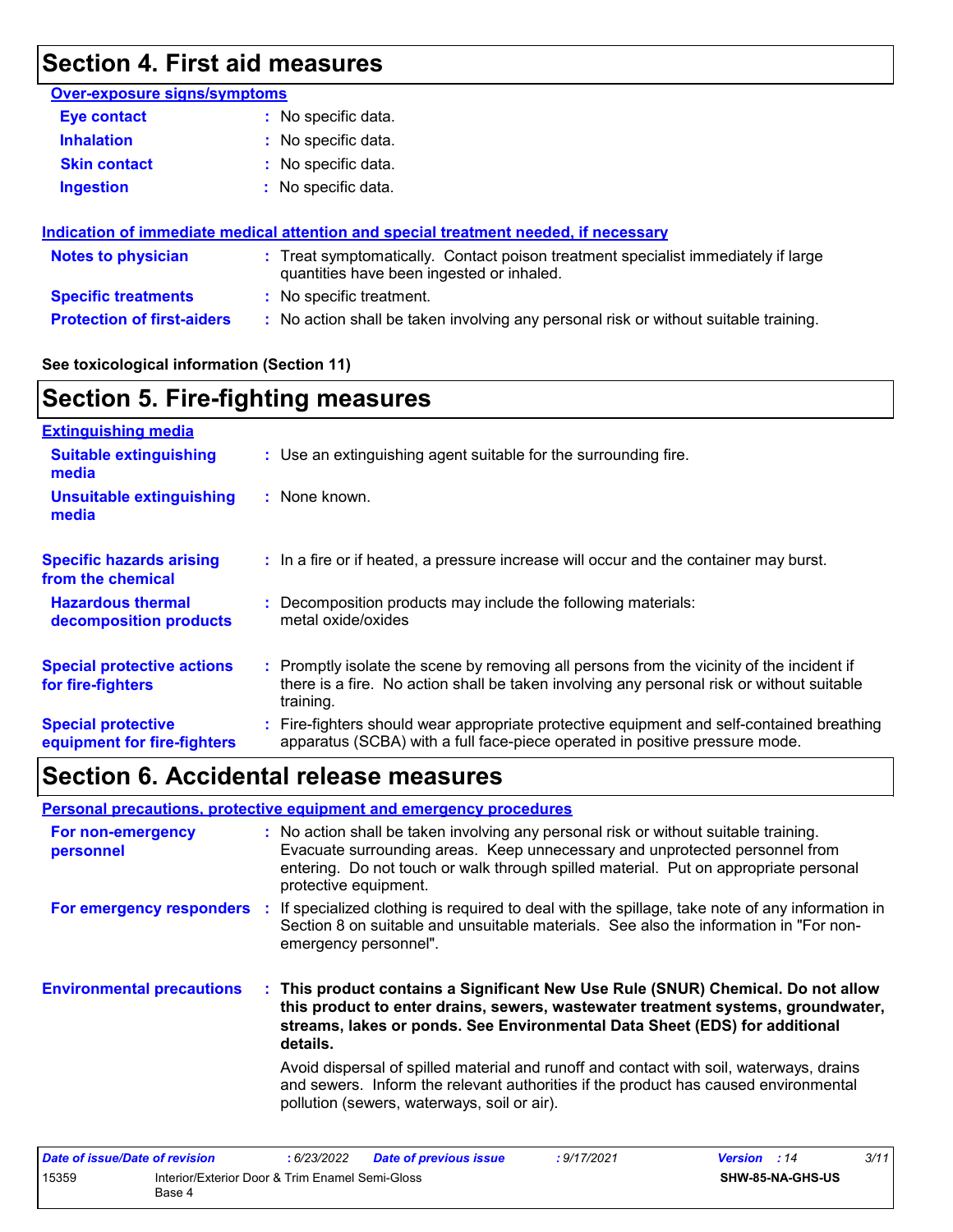## Section 4. First aid measures

**Over-exposure signs/symptoms**

| | |
|---|---|
| **Eye contact** | : No specific data. |
| **Inhalation** | : No specific data. |
| **Skin contact** | : No specific data. |
| **Ingestion** | : No specific data. |

**Indication of immediate medical attention and special treatment needed, if necessary**

| | |
|---|---|
| **Notes to physician** | : Treat symptomatically. Contact poison treatment specialist immediately if large quantities have been ingested or inhaled. |
| **Specific treatments** | : No specific treatment. |
| **Protection of first-aiders** | : No action shall be taken involving any personal risk or without suitable training. |

**See toxicological information (Section 11)**

## Section 5. Fire-fighting measures

**Extinguishing media**

| | |
|---|---|
| **Suitable extinguishing media** | : Use an extinguishing agent suitable for the surrounding fire. |
| **Unsuitable extinguishing media** | : None known. |
| **Specific hazards arising from the chemical** | : In a fire or if heated, a pressure increase will occur and the container may burst. |
| **Hazardous thermal decomposition products** | : Decomposition products may include the following materials: metal oxide/oxides |
| **Special protective actions for fire-fighters** | : Promptly isolate the scene by removing all persons from the vicinity of the incident if there is a fire. No action shall be taken involving any personal risk or without suitable training. |
| **Special protective equipment for fire-fighters** | : Fire-fighters should wear appropriate protective equipment and self-contained breathing apparatus (SCBA) with a full face-piece operated in positive pressure mode. |

## Section 6. Accidental release measures

**Personal precautions, protective equipment and emergency procedures**

| | |
|---|---|
| **For non-emergency personnel** | : No action shall be taken involving any personal risk or without suitable training. Evacuate surrounding areas. Keep unnecessary and unprotected personnel from entering. Do not touch or walk through spilled material. Put on appropriate personal protective equipment. |
| **For emergency responders** | : If specialized clothing is required to deal with the spillage, take note of any information in Section 8 on suitable and unsuitable materials. See also the information in "For non-emergency personnel". |

**Environmental precautions** : **This product contains a Significant New Use Rule (SNUR) Chemical. Do not allow this product to enter drains, sewers, wastewater treatment systems, groundwater, streams, lakes or ponds. See Environmental Data Sheet (EDS) for additional details.**

Avoid dispersal of spilled material and runoff and contact with soil, waterways, drains and sewers. Inform the relevant authorities if the product has caused environmental pollution (sewers, waterways, soil or air).

| Date of issue/Date of revision | : 6/23/2022 | Date of previous issue | : 9/17/2021 | Version : 14 |
|---|---|---|---|---|
| 15359 | Interior/Exterior Door & Trim Enamel Semi-Gloss Base 4 | | | SHW-85-NA-GHS-US |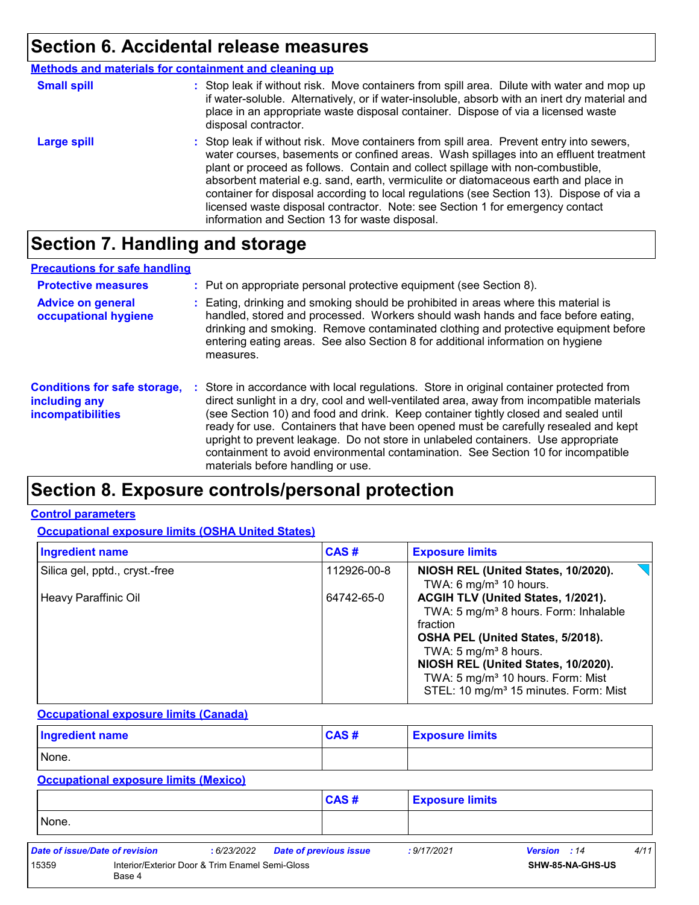# Section 6. Accidental release measures

## Methods and materials for containment and cleaning up

**Small spill** : Stop leak if without risk. Move containers from spill area. Dilute with water and mop up if water-soluble. Alternatively, or if water-insoluble, absorb with an inert dry material and place in an appropriate waste disposal container. Dispose of via a licensed waste disposal contractor.

**Large spill** : Stop leak if without risk. Move containers from spill area. Prevent entry into sewers, water courses, basements or confined areas. Wash spillages into an effluent treatment plant or proceed as follows. Contain and collect spillage with non-combustible, absorbent material e.g. sand, earth, vermiculite or diatomaceous earth and place in container for disposal according to local regulations (see Section 13). Dispose of via a licensed waste disposal contractor. Note: see Section 1 for emergency contact information and Section 13 for waste disposal.

# Section 7. Handling and storage

## Precautions for safe handling

**Protective measures** : Put on appropriate personal protective equipment (see Section 8).

**Advice on general occupational hygiene** : Eating, drinking and smoking should be prohibited in areas where this material is handled, stored and processed. Workers should wash hands and face before eating, drinking and smoking. Remove contaminated clothing and protective equipment before entering eating areas. See also Section 8 for additional information on hygiene measures.

**Conditions for safe storage, including any incompatibilities** : Store in accordance with local regulations. Store in original container protected from direct sunlight in a dry, cool and well-ventilated area, away from incompatible materials (see Section 10) and food and drink. Keep container tightly closed and sealed until ready for use. Containers that have been opened must be carefully resealed and kept upright to prevent leakage. Do not store in unlabeled containers. Use appropriate containment to avoid environmental contamination. See Section 10 for incompatible materials before handling or use.

# Section 8. Exposure controls/personal protection

## Control parameters

### Occupational exposure limits (OSHA United States)

| Ingredient name | CAS # | Exposure limits |
|---|---|---|
| Silica gel, pptd., cryst.-free | 112926-00-8 | **NIOSH REL (United States, 10/2020).**<br>TWA: 6 mg/m³ 10 hours. |
| Heavy Paraffinic Oil | 64742-65-0 | **ACGIH TLV (United States, 1/2021).**<br>TWA: 5 mg/m³ 8 hours. Form: Inhalable fraction<br>**OSHA PEL (United States, 5/2018).**<br>TWA: 5 mg/m³ 8 hours.<br>**NIOSH REL (United States, 10/2020).**<br>TWA: 5 mg/m³ 10 hours. Form: Mist<br>STEL: 10 mg/m³ 15 minutes. Form: Mist |

### Occupational exposure limits (Canada)

| Ingredient name | CAS # | Exposure limits |
|---|---|---|
| None. | | |

### Occupational exposure limits (Mexico)

| | CAS # | Exposure limits |
|---|---|---|
| None. | | |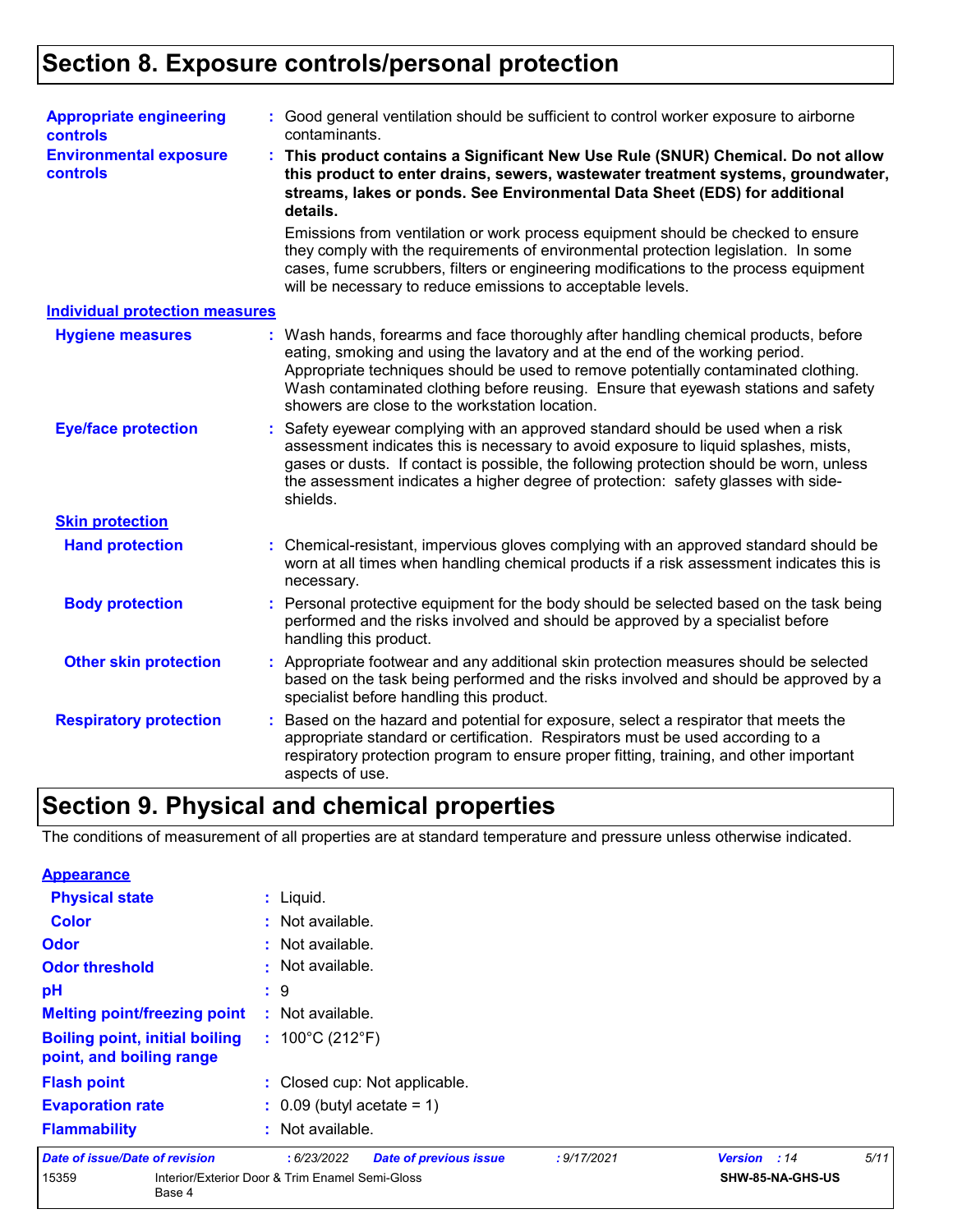## Section 8. Exposure controls/personal protection

**Appropriate engineering controls** : Good general ventilation should be sufficient to control worker exposure to airborne contaminants.

**Environmental exposure controls** : **This product contains a Significant New Use Rule (SNUR) Chemical. Do not allow this product to enter drains, sewers, wastewater treatment systems, groundwater, streams, lakes or ponds. See Environmental Data Sheet (EDS) for additional details.**

Emissions from ventilation or work process equipment should be checked to ensure they comply with the requirements of environmental protection legislation. In some cases, fume scrubbers, filters or engineering modifications to the process equipment will be necessary to reduce emissions to acceptable levels.

### Individual protection measures

**Hygiene measures** : Wash hands, forearms and face thoroughly after handling chemical products, before eating, smoking and using the lavatory and at the end of the working period. Appropriate techniques should be used to remove potentially contaminated clothing. Wash contaminated clothing before reusing. Ensure that eyewash stations and safety showers are close to the workstation location.

**Eye/face protection** : Safety eyewear complying with an approved standard should be used when a risk assessment indicates this is necessary to avoid exposure to liquid splashes, mists, gases or dusts. If contact is possible, the following protection should be worn, unless the assessment indicates a higher degree of protection: safety glasses with side-shields.

**Skin protection**

**Hand protection** : Chemical-resistant, impervious gloves complying with an approved standard should be worn at all times when handling chemical products if a risk assessment indicates this is necessary.

**Body protection** : Personal protective equipment for the body should be selected based on the task being performed and the risks involved and should be approved by a specialist before handling this product.

**Other skin protection** : Appropriate footwear and any additional skin protection measures should be selected based on the task being performed and the risks involved and should be approved by a specialist before handling this product.

**Respiratory protection** : Based on the hazard and potential for exposure, select a respirator that meets the appropriate standard or certification. Respirators must be used according to a respiratory protection program to ensure proper fitting, training, and other important aspects of use.

## Section 9. Physical and chemical properties

The conditions of measurement of all properties are at standard temperature and pressure unless otherwise indicated.

**Appearance**

**Physical state** : Liquid.

**Color** : Not available.

**Odor** : Not available.

**Odor threshold** : Not available.

**pH** : 9

**Melting point/freezing point** : Not available.

**Boiling point, initial boiling point, and boiling range** : 100°C (212°F)

**Flash point** : Closed cup: Not applicable.

**Evaporation rate** : 0.09 (butyl acetate = 1)

**Flammability** : Not available.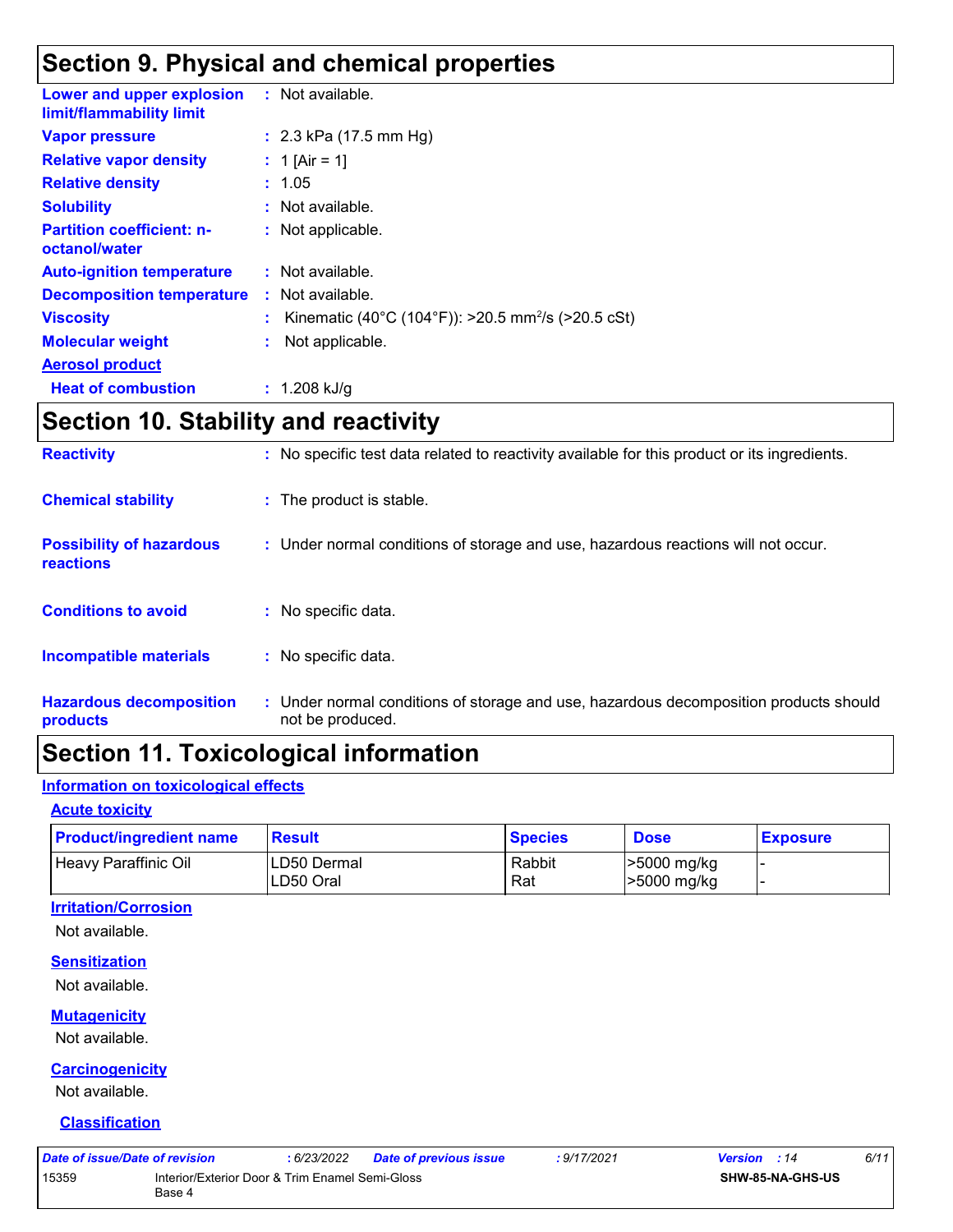## Section 9. Physical and chemical properties

**Lower and upper explosion limit/flammability limit** : Not available.

**Vapor pressure** : 2.3 kPa (17.5 mm Hg)

**Relative vapor density** : 1 [Air = 1]

**Relative density** : 1.05

**Solubility** : Not available.

**Partition coefficient: n-octanol/water** : Not applicable.

**Auto-ignition temperature** : Not available.

**Decomposition temperature** : Not available.

**Viscosity** : Kinematic (40°C (104°F)): >20.5 $mm^2/s$ (>20.5 cSt)

**Molecular weight** : Not applicable.

**Aerosol product**

**Heat of combustion** : 1.208 kJ/g

## Section 10. Stability and reactivity

**Reactivity** : No specific test data related to reactivity available for this product or its ingredients.

**Chemical stability** : The product is stable.

**Possibility of hazardous reactions** : Under normal conditions of storage and use, hazardous reactions will not occur.

**Conditions to avoid** : No specific data.

**Incompatible materials** : No specific data.

**Hazardous decomposition products** : Under normal conditions of storage and use, hazardous decomposition products should not be produced.

## Section 11. Toxicological information

### Information on toxicological effects

#### Acute toxicity

| Product/ingredient name | Result | Species | Dose | Exposure |
|---|---|---|---|---|
| Heavy Paraffinic Oil | LD50 Dermal<br>LD50 Oral | Rabbit<br>Rat | >5000 mg/kg<br>>5000 mg/kg | -<br>- |

#### Irritation/Corrosion

Not available.

#### Sensitization

Not available.

#### Mutagenicity

Not available.

#### Carcinogenicity

Not available.

#### Classification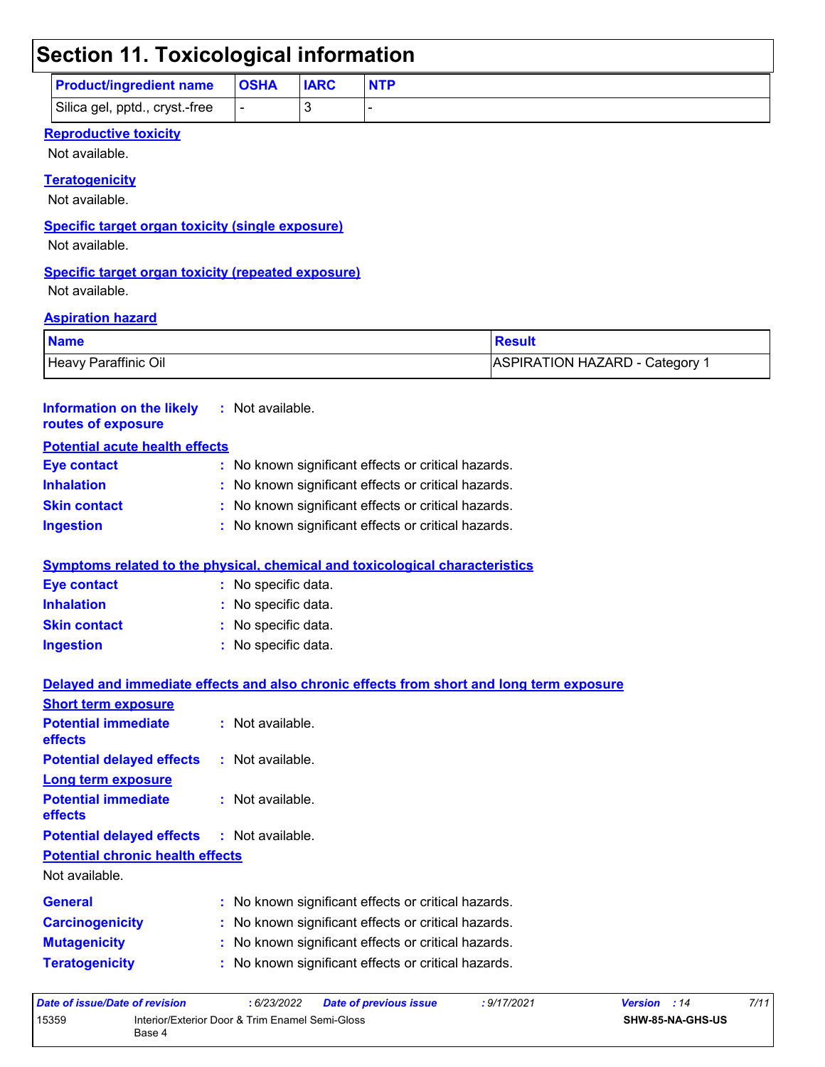# Section 11. Toxicological information

| Product/ingredient name | OSHA | IARC | NTP |
|---|---|---|---|
| Silica gel, pptd., cryst.-free | - | 3 | - |

**Reproductive toxicity**

Not available.

**Teratogenicity**

Not available.

**Specific target organ toxicity (single exposure)**

Not available.

**Specific target organ toxicity (repeated exposure)**

Not available.

**Aspiration hazard**

| Name | Result |
|---|---|
| Heavy Paraffinic Oil | ASPIRATION HAZARD - Category 1 |

**Information on the likely routes of exposure** : Not available.

**Potential acute health effects**

**Eye contact** : No known significant effects or critical hazards.
**Inhalation** : No known significant effects or critical hazards.
**Skin contact** : No known significant effects or critical hazards.
**Ingestion** : No known significant effects or critical hazards.

**Symptoms related to the physical, chemical and toxicological characteristics**

**Eye contact** : No specific data.
**Inhalation** : No specific data.
**Skin contact** : No specific data.
**Ingestion** : No specific data.

**Delayed and immediate effects and also chronic effects from short and long term exposure**

**Short term exposure**

**Potential immediate effects** : Not available.
**Potential delayed effects** : Not available.

**Long term exposure**

**Potential immediate effects** : Not available.
**Potential delayed effects** : Not available.

**Potential chronic health effects**

Not available.

**General** : No known significant effects or critical hazards.
**Carcinogenicity** : No known significant effects or critical hazards.
**Mutagenicity** : No known significant effects or critical hazards.
**Teratogenicity** : No known significant effects or critical hazards.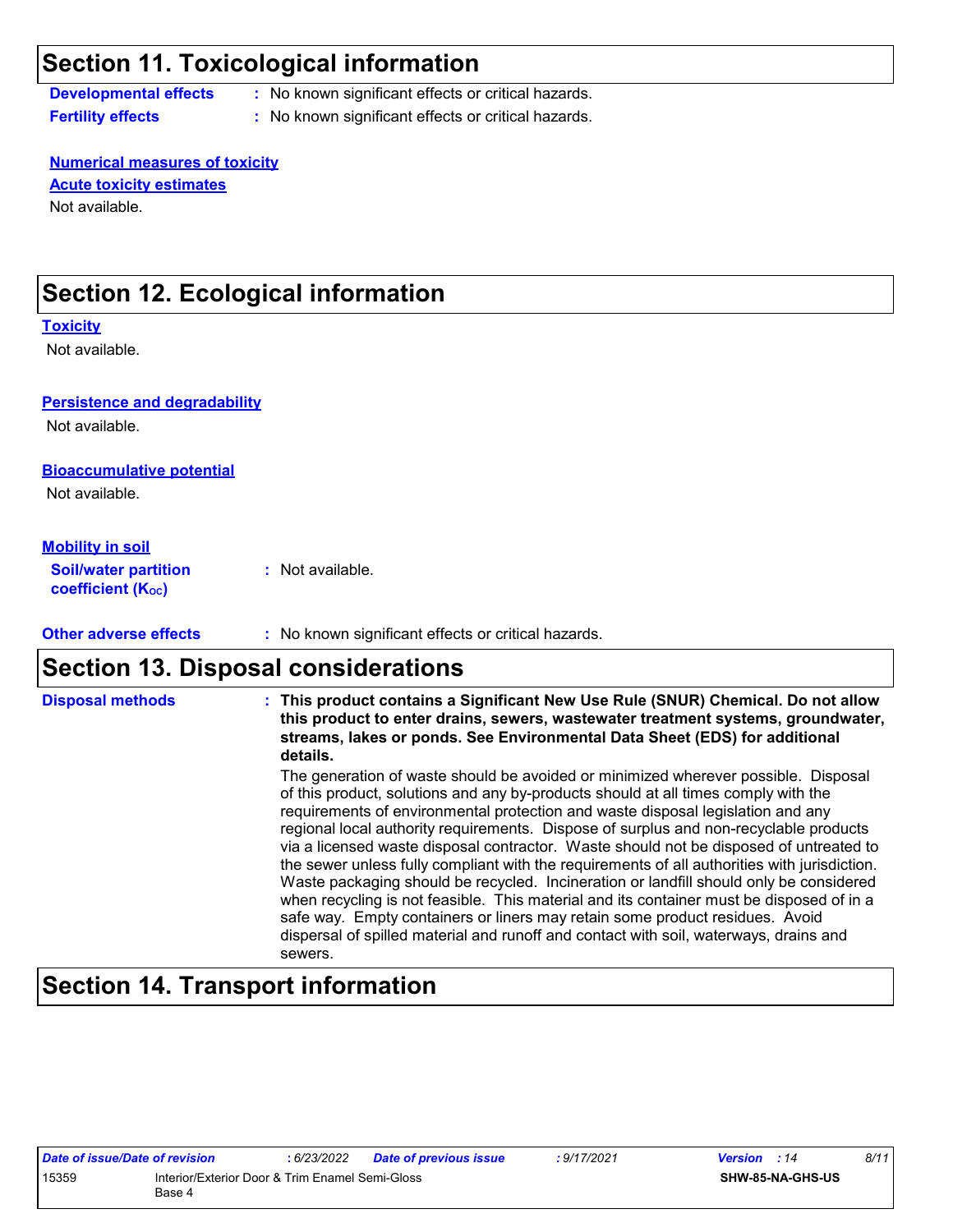## Section 11. Toxicological information

**Developmental effects** : No known significant effects or critical hazards.

**Fertility effects** : No known significant effects or critical hazards.

**Numerical measures of toxicity**

**Acute toxicity estimates**

Not available.

## Section 12. Ecological information

**Toxicity**

Not available.

**Persistence and degradability**

Not available.

**Bioaccumulative potential**

Not available.

**Mobility in soil**

**Soil/water partition coefficient ($K_{OC}$)** : Not available.

**Other adverse effects** : No known significant effects or critical hazards.

## Section 13. Disposal considerations

**Disposal methods** : **This product contains a Significant New Use Rule (SNUR) Chemical. Do not allow this product to enter drains, sewers, wastewater treatment systems, groundwater, streams, lakes or ponds. See Environmental Data Sheet (EDS) for additional details.**

The generation of waste should be avoided or minimized wherever possible. Disposal of this product, solutions and any by-products should at all times comply with the requirements of environmental protection and waste disposal legislation and any regional local authority requirements. Dispose of surplus and non-recyclable products via a licensed waste disposal contractor. Waste should not be disposed of untreated to the sewer unless fully compliant with the requirements of all authorities with jurisdiction. Waste packaging should be recycled. Incineration or landfill should only be considered when recycling is not feasible. This material and its container must be disposed of in a safe way. Empty containers or liners may retain some product residues. Avoid dispersal of spilled material and runoff and contact with soil, waterways, drains and sewers.

## Section 14. Transport information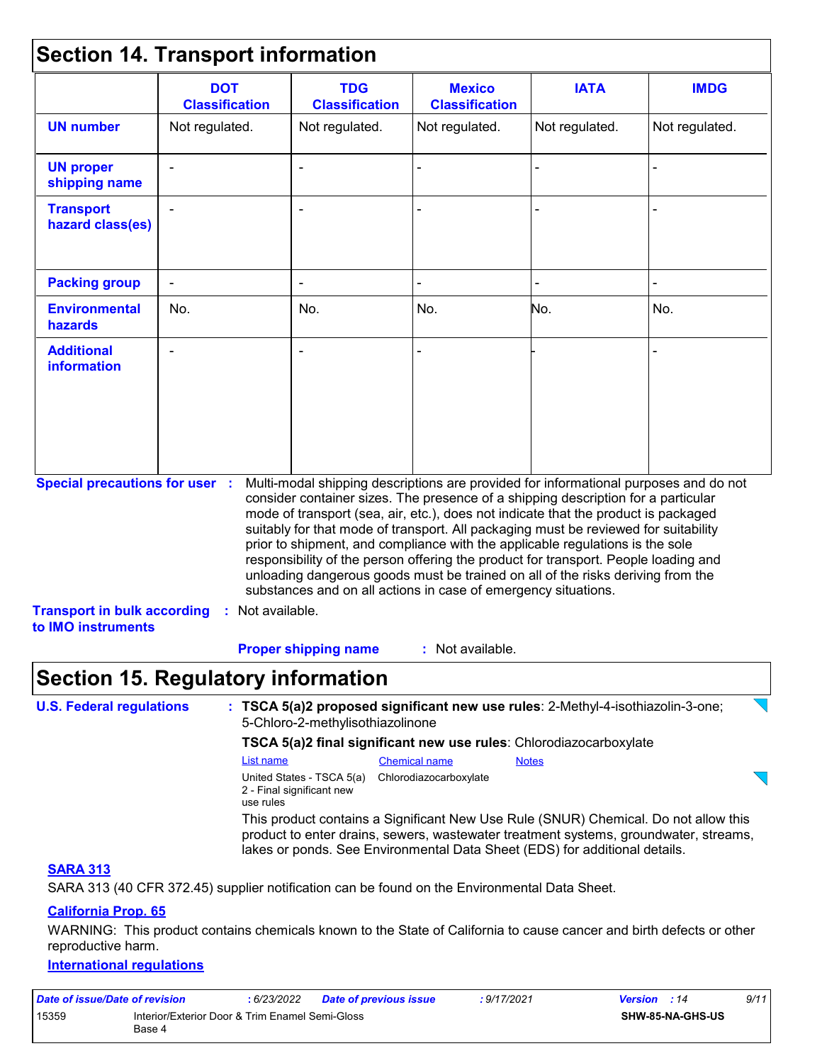## Section 14. Transport information

| | DOT Classification | TDG Classification | Mexico Classification | IATA | IMDG |
|---|---|---|---|---|---|
| **UN number** | Not regulated. | Not regulated. | Not regulated. | Not regulated. | Not regulated. |
| **UN proper shipping name** | - | - | - | - | - |
| **Transport hazard class(es)** | - | - | - | - | - |
| **Packing group** | - | - | - | - | - |
| **Environmental hazards** | No. | No. | No. | No. | No. |
| **Additional information** | - | - | - | - | - |

**Special precautions for user** : Multi-modal shipping descriptions are provided for informational purposes and do not consider container sizes. The presence of a shipping description for a particular mode of transport (sea, air, etc.), does not indicate that the product is packaged suitably for that mode of transport. All packaging must be reviewed for suitability prior to shipment, and compliance with the applicable regulations is the sole responsibility of the person offering the product for transport. People loading and unloading dangerous goods must be trained on all of the risks deriving from the substances and on all actions in case of emergency situations.

**Transport in bulk according to IMO instruments** : Not available.

**Proper shipping name** : Not available.

## Section 15. Regulatory information

**U.S. Federal regulations** : **TSCA 5(a)2 proposed significant new use rules**: 2-Methyl-4-isothiazolin-3-one; 5-Chloro-2-methylisothiazolinone

**TSCA 5(a)2 final significant new use rules**: Chlorodiazocarboxylate

| List name | Chemical name | Notes |
|---|---|---|
| United States - TSCA 5(a) 2 - Final significant new use rules | Chlorodiazocarboxylate | |

This product contains a Significant New Use Rule (SNUR) Chemical. Do not allow this product to enter drains, sewers, wastewater treatment systems, groundwater, streams, lakes or ponds. See Environmental Data Sheet (EDS) for additional details.

**SARA 313**

SARA 313 (40 CFR 372.45) supplier notification can be found on the Environmental Data Sheet.

**California Prop. 65**

WARNING: This product contains chemicals known to the State of California to cause cancer and birth defects or other reproductive harm.

**International regulations**

| Date of issue/Date of revision | : 6/23/2022 | Date of previous issue | : 9/17/2021 | Version : 14 |
|---|---|---|---|---|
| 15359 | Interior/Exterior Door & Trim Enamel Semi-Gloss Base 4 | | | SHW-85-NA-GHS-US |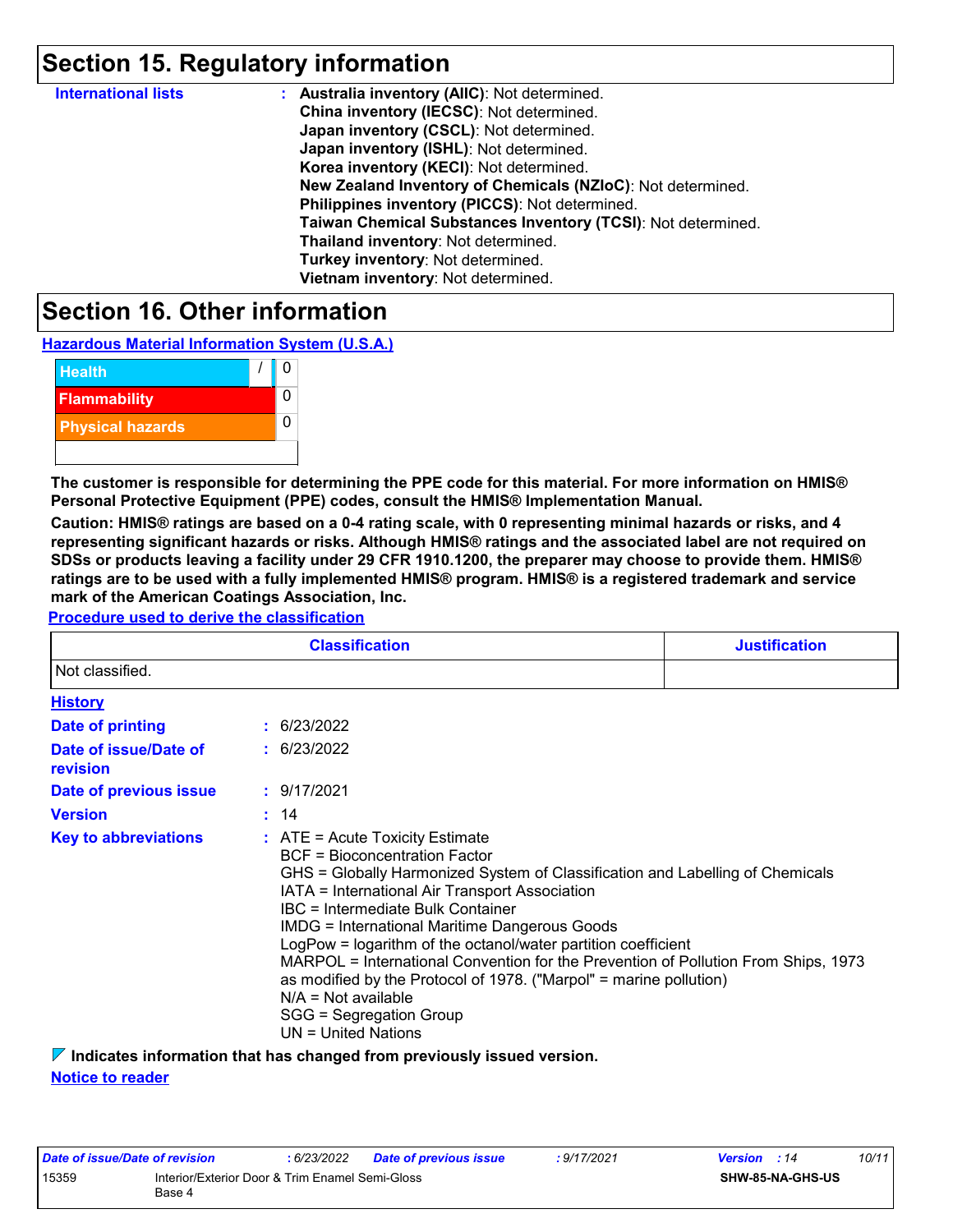## Section 15. Regulatory information

**International lists** : **Australia inventory (AIIC)**: Not determined.
**China inventory (IECSC)**: Not determined.
**Japan inventory (CSCL)**: Not determined.
**Japan inventory (ISHL)**: Not determined.
**Korea inventory (KECI)**: Not determined.
**New Zealand Inventory of Chemicals (NZIoC)**: Not determined.
**Philippines inventory (PICCS)**: Not determined.
**Taiwan Chemical Substances Inventory (TCSI)**: Not determined.
**Thailand inventory**: Not determined.
**Turkey inventory**: Not determined.
**Vietnam inventory**: Not determined.

## Section 16. Other information

**Hazardous Material Information System (U.S.A.)**

| Health | / | 0 |
|---|---|---|
| Flammability | | 0 |
| Physical hazards | | 0 |
| | | |

**The customer is responsible for determining the PPE code for this material. For more information on HMIS® Personal Protective Equipment (PPE) codes, consult the HMIS® Implementation Manual.**

**Caution: HMIS® ratings are based on a 0-4 rating scale, with 0 representing minimal hazards or risks, and 4 representing significant hazards or risks. Although HMIS® ratings and the associated label are not required on SDSs or products leaving a facility under 29 CFR 1910.1200, the preparer may choose to provide them. HMIS® ratings are to be used with a fully implemented HMIS® program. HMIS® is a registered trademark and service mark of the American Coatings Association, Inc.**

**Procedure used to derive the classification**

| Classification | Justification |
|---|---|
| Not classified. | |

**History**

**Date of printing** : 6/23/2022

**Date of issue/Date of revision** : 6/23/2022

**Date of previous issue** : 9/17/2021

**Version** : 14

**Key to abbreviations** : ATE = Acute Toxicity Estimate
BCF = Bioconcentration Factor
GHS = Globally Harmonized System of Classification and Labelling of Chemicals
IATA = International Air Transport Association
IBC = Intermediate Bulk Container
IMDG = International Maritime Dangerous Goods
LogPow = logarithm of the octanol/water partition coefficient
MARPOL = International Convention for the Prevention of Pollution From Ships, 1973 as modified by the Protocol of 1978. ("Marpol" = marine pollution)
N/A = Not available
SGG = Segregation Group
UN = United Nations

**Indicates information that has changed from previously issued version.**

**Notice to reader**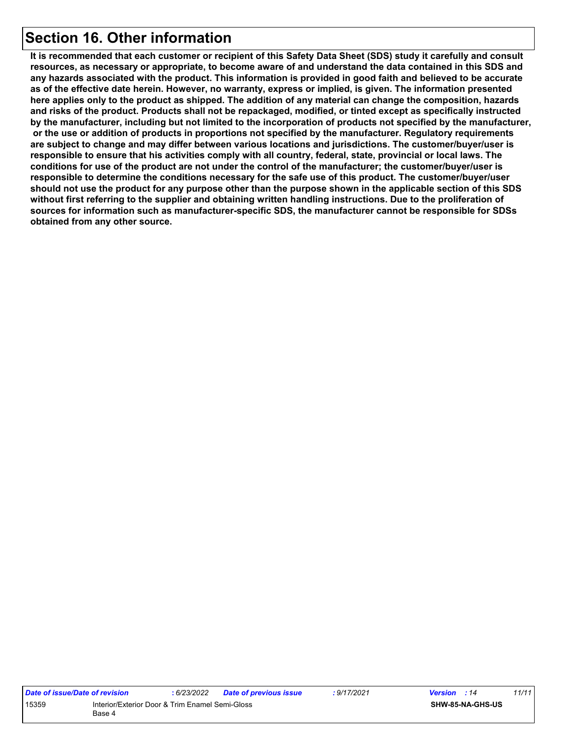## Section 16. Other information

**It is recommended that each customer or recipient of this Safety Data Sheet (SDS) study it carefully and consult resources, as necessary or appropriate, to become aware of and understand the data contained in this SDS and any hazards associated with the product. This information is provided in good faith and believed to be accurate as of the effective date herein. However, no warranty, express or implied, is given. The information presented here applies only to the product as shipped. The addition of any material can change the composition, hazards and risks of the product. Products shall not be repackaged, modified, or tinted except as specifically instructed by the manufacturer, including but not limited to the incorporation of products not specified by the manufacturer, or the use or addition of products in proportions not specified by the manufacturer. Regulatory requirements are subject to change and may differ between various locations and jurisdictions. The customer/buyer/user is responsible to ensure that his activities comply with all country, federal, state, provincial or local laws. The conditions for use of the product are not under the control of the manufacturer; the customer/buyer/user is responsible to determine the conditions necessary for the safe use of this product. The customer/buyer/user should not use the product for any purpose other than the purpose shown in the applicable section of this SDS without first referring to the supplier and obtaining written handling instructions. Due to the proliferation of sources for information such as manufacturer-specific SDS, the manufacturer cannot be responsible for SDSs obtained from any other source.**